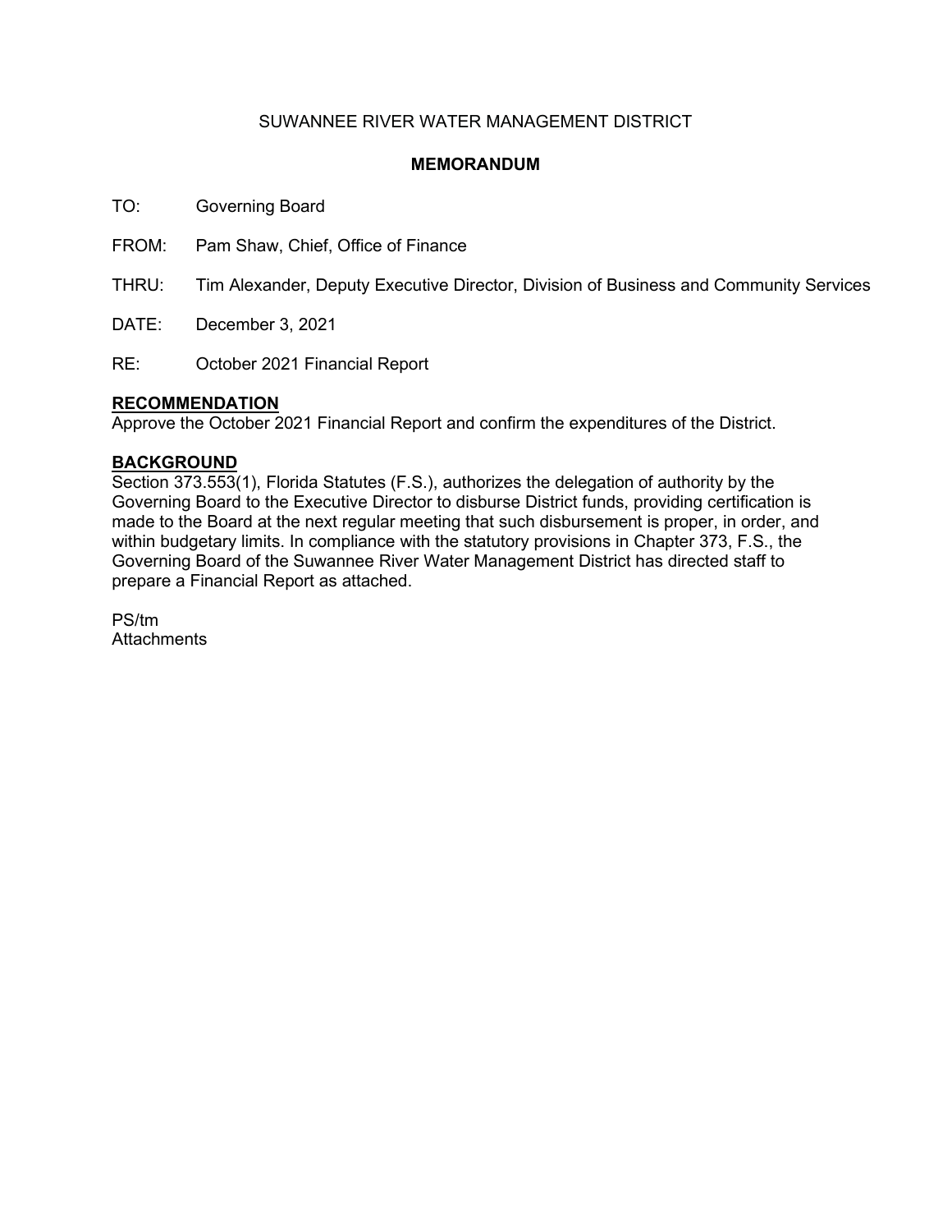SUWANNEE RIVER WATER MANAGEMENT DISTRICT

**MEMORANDUM**

TO: Governing Board

FROM: Pam Shaw, Chief, Office of Finance

THRU: Tim Alexander, Deputy Executive Director, Division of Business and Community Services

DATE: December 3, 2021

RE: October 2021 Financial Report

**RECOMMENDATION**

Approve the October 2021 Financial Report and confirm the expenditures of the District.

**BACKGROUND**

Section 373.553(1), Florida Statutes (F.S.), authorizes the delegation of authority by the Governing Board to the Executive Director to disburse District funds, providing certification is made to the Board at the next regular meeting that such disbursement is proper, in order, and within budgetary limits. In compliance with the statutory provisions in Chapter 373, F.S., the Governing Board of the Suwannee River Water Management District has directed staff to prepare a Financial Report as attached.

PS/tm
Attachments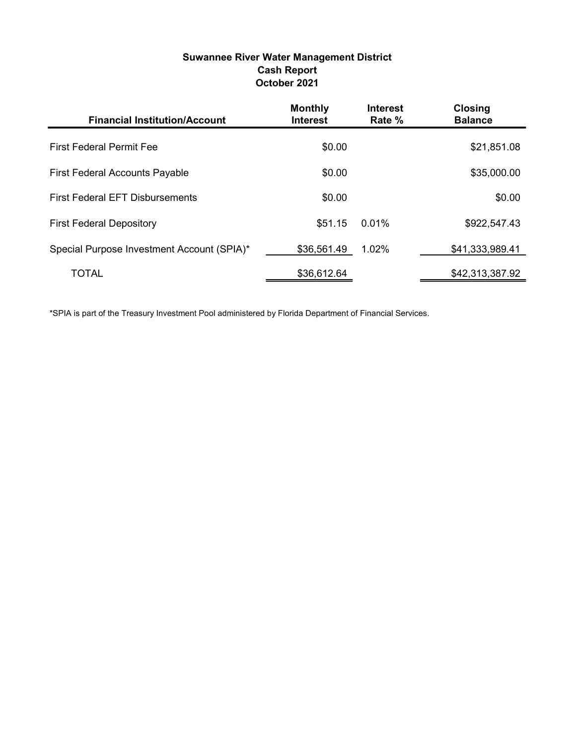**Suwannee River Water Management District**
**Cash Report**
**October 2021**

| Financial Institution/Account | Monthly Interest | Interest Rate % | Closing Balance |
|---|---|---|---|
| First Federal Permit Fee | $0.00 | | $21,851.08 |
| First Federal Accounts Payable | $0.00 | | $35,000.00 |
| First Federal EFT Disbursements | $0.00 | | $0.00 |
| First Federal Depository | $51.15 | 0.01% | $922,547.43 |
| Special Purpose Investment Account (SPIA)* | $36,561.49 | 1.02% | $41,333,989.41 |
| TOTAL | $36,612.64 | | $42,313,387.92 |

*SPIA is part of the Treasury Investment Pool administered by Florida Department of Financial Services.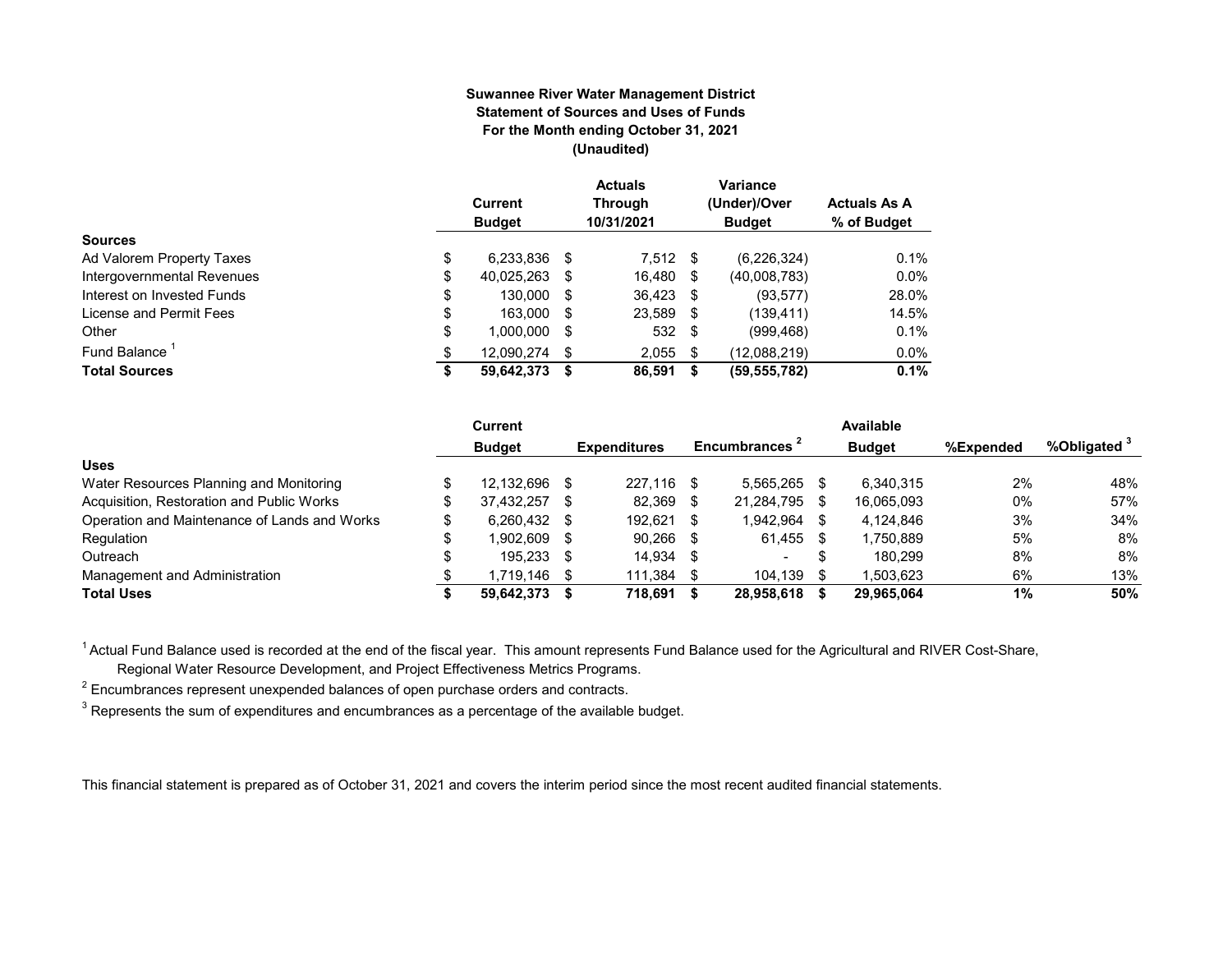**Suwannee River Water Management District**
**Statement of Sources and Uses of Funds**
**For the Month ending October 31, 2021**
**(Unaudited)**

| | Current Budget | Actuals Through 10/31/2021 | Variance (Under)/Over Budget | Actuals As A % of Budget |
|---|---|---|---|---|
| **Sources** | | | | |
| Ad Valorem Property Taxes | $ 6,233,836 | $ 7,512 | $ (6,226,324) | 0.1% |
| Intergovernmental Revenues | $ 40,025,263 | $ 16,480 | $ (40,008,783) | 0.0% |
| Interest on Invested Funds | $ 130,000 | $ 36,423 | $ (93,577) | 28.0% |
| License and Permit Fees | $ 163,000 | $ 23,589 | $ (139,411) | 14.5% |
| Other | $ 1,000,000 | $ 532 | $ (999,468) | 0.1% |
| Fund Balance [1] | $ 12,090,274 | $ 2,055 | $ (12,088,219) | 0.0% |
| **Total Sources** | **$ 59,642,373** | **$ 86,591** | **$ (59,555,782)** | **0.1%** |

| | Current Budget | Expenditures | Encumbrances [2] | Available Budget | %Expended | %Obligated [3] |
|---|---|---|---|---|---|---|
| **Uses** | | | | | | |
| Water Resources Planning and Monitoring | $ 12,132,696 | $ 227,116 | $ 5,565,265 | $ 6,340,315 | 2% | 48% |
| Acquisition, Restoration and Public Works | $ 37,432,257 | $ 82,369 | $ 21,284,795 | $ 16,065,093 | 0% | 57% |
| Operation and Maintenance of Lands and Works | $ 6,260,432 | $ 192,621 | $ 1,942,964 | $ 4,124,846 | 3% | 34% |
| Regulation | $ 1,902,609 | $ 90,266 | $ 61,455 | $ 1,750,889 | 5% | 8% |
| Outreach | $ 195,233 | $ 14,934 | $ - | $ 180,299 | 8% | 8% |
| Management and Administration | $ 1,719,146 | $ 111,384 | $ 104,139 | $ 1,503,623 | 6% | 13% |
| **Total Uses** | **$ 59,642,373** | **$ 718,691** | **$ 28,958,618** | **$ 29,965,064** | **1%** | **50%** |

[1] Actual Fund Balance used is recorded at the end of the fiscal year. This amount represents Fund Balance used for the Agricultural and RIVER Cost-Share, Regional Water Resource Development, and Project Effectiveness Metrics Programs.

[2] Encumbrances represent unexpended balances of open purchase orders and contracts.

[3] Represents the sum of expenditures and encumbrances as a percentage of the available budget.

This financial statement is prepared as of October 31, 2021 and covers the interim period since the most recent audited financial statements.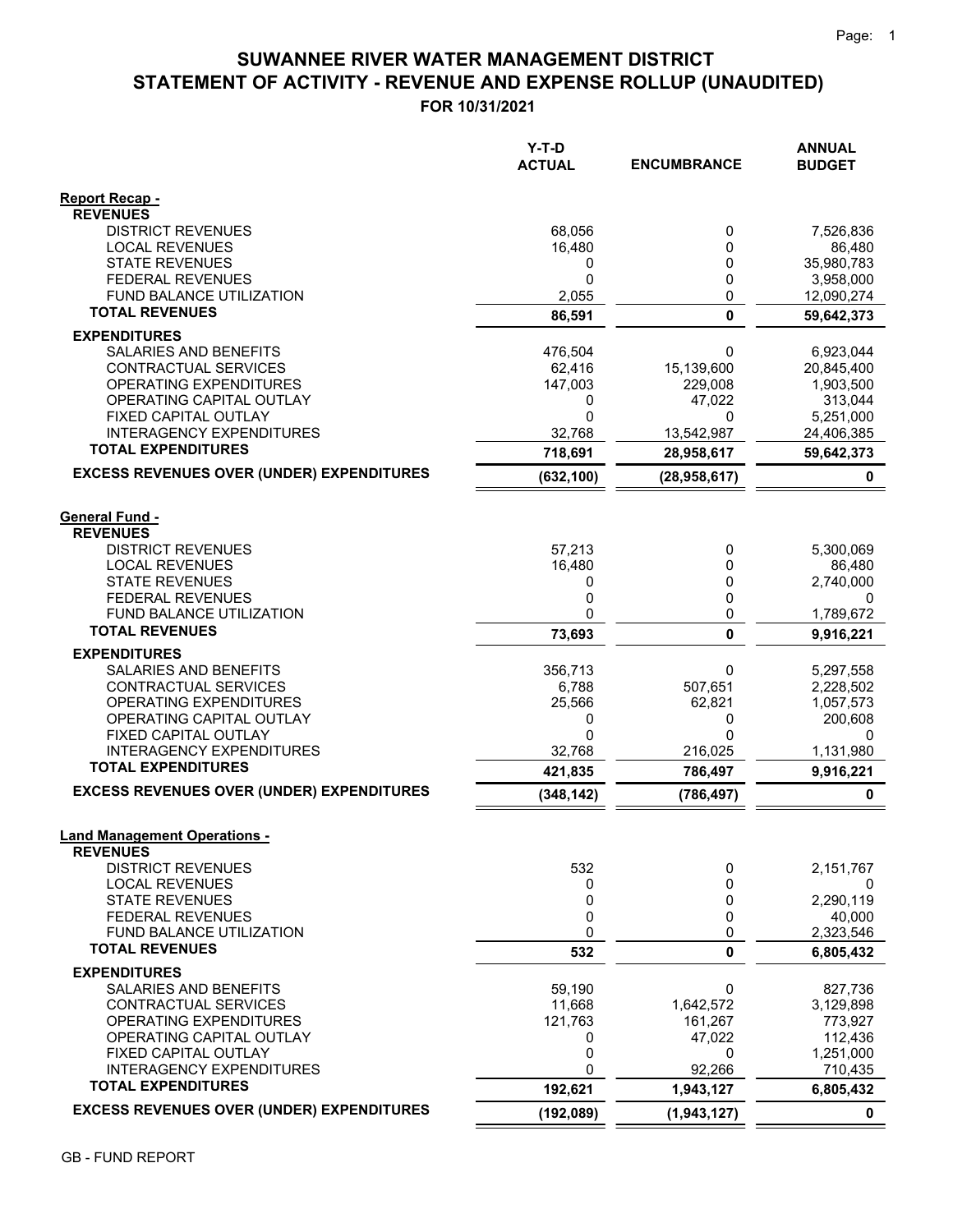# SUWANNEE RIVER WATER MANAGEMENT DISTRICT
## STATEMENT OF ACTIVITY - REVENUE AND EXPENSE ROLLUP (UNAUDITED)
### FOR 10/31/2021

| | Y-T-D ACTUAL | ENCUMBRANCE | ANNUAL BUDGET |
|---|---|---|---|
| **Report Recap -** | | | |
| **REVENUES** | | | |
| DISTRICT REVENUES | 68,056 | 0 | 7,526,836 |
| LOCAL REVENUES | 16,480 | 0 | 86,480 |
| STATE REVENUES | 0 | 0 | 35,980,783 |
| FEDERAL REVENUES | 0 | 0 | 3,958,000 |
| FUND BALANCE UTILIZATION | 2,055 | 0 | 12,090,274 |
| **TOTAL REVENUES** | **86,591** | **0** | **59,642,373** |
| **EXPENDITURES** | | | |
| SALARIES AND BENEFITS | 476,504 | 0 | 6,923,044 |
| CONTRACTUAL SERVICES | 62,416 | 15,139,600 | 20,845,400 |
| OPERATING EXPENDITURES | 147,003 | 229,008 | 1,903,500 |
| OPERATING CAPITAL OUTLAY | 0 | 47,022 | 313,044 |
| FIXED CAPITAL OUTLAY | 0 | 0 | 5,251,000 |
| INTERAGENCY EXPENDITURES | 32,768 | 13,542,987 | 24,406,385 |
| **TOTAL EXPENDITURES** | **718,691** | **28,958,617** | **59,642,373** |
| **EXCESS REVENUES OVER (UNDER) EXPENDITURES** | **(632,100)** | **(28,958,617)** | **0** |
| **General Fund -** | | | |
| **REVENUES** | | | |
| DISTRICT REVENUES | 57,213 | 0 | 5,300,069 |
| LOCAL REVENUES | 16,480 | 0 | 86,480 |
| STATE REVENUES | 0 | 0 | 2,740,000 |
| FEDERAL REVENUES | 0 | 0 | 0 |
| FUND BALANCE UTILIZATION | 0 | 0 | 1,789,672 |
| **TOTAL REVENUES** | **73,693** | **0** | **9,916,221** |
| **EXPENDITURES** | | | |
| SALARIES AND BENEFITS | 356,713 | 0 | 5,297,558 |
| CONTRACTUAL SERVICES | 6,788 | 507,651 | 2,228,502 |
| OPERATING EXPENDITURES | 25,566 | 62,821 | 1,057,573 |
| OPERATING CAPITAL OUTLAY | 0 | 0 | 200,608 |
| FIXED CAPITAL OUTLAY | 0 | 0 | 0 |
| INTERAGENCY EXPENDITURES | 32,768 | 216,025 | 1,131,980 |
| **TOTAL EXPENDITURES** | **421,835** | **786,497** | **9,916,221** |
| **EXCESS REVENUES OVER (UNDER) EXPENDITURES** | **(348,142)** | **(786,497)** | **0** |
| **Land Management Operations -** | | | |
| **REVENUES** | | | |
| DISTRICT REVENUES | 532 | 0 | 2,151,767 |
| LOCAL REVENUES | 0 | 0 | 0 |
| STATE REVENUES | 0 | 0 | 2,290,119 |
| FEDERAL REVENUES | 0 | 0 | 40,000 |
| FUND BALANCE UTILIZATION | 0 | 0 | 2,323,546 |
| **TOTAL REVENUES** | **532** | **0** | **6,805,432** |
| **EXPENDITURES** | | | |
| SALARIES AND BENEFITS | 59,190 | 0 | 827,736 |
| CONTRACTUAL SERVICES | 11,668 | 1,642,572 | 3,129,898 |
| OPERATING EXPENDITURES | 121,763 | 161,267 | 773,927 |
| OPERATING CAPITAL OUTLAY | 0 | 47,022 | 112,436 |
| FIXED CAPITAL OUTLAY | 0 | 0 | 1,251,000 |
| INTERAGENCY EXPENDITURES | 0 | 92,266 | 710,435 |
| **TOTAL EXPENDITURES** | **192,621** | **1,943,127** | **6,805,432** |
| **EXCESS REVENUES OVER (UNDER) EXPENDITURES** | **(192,089)** | **(1,943,127)** | **0** |

GB - FUND REPORT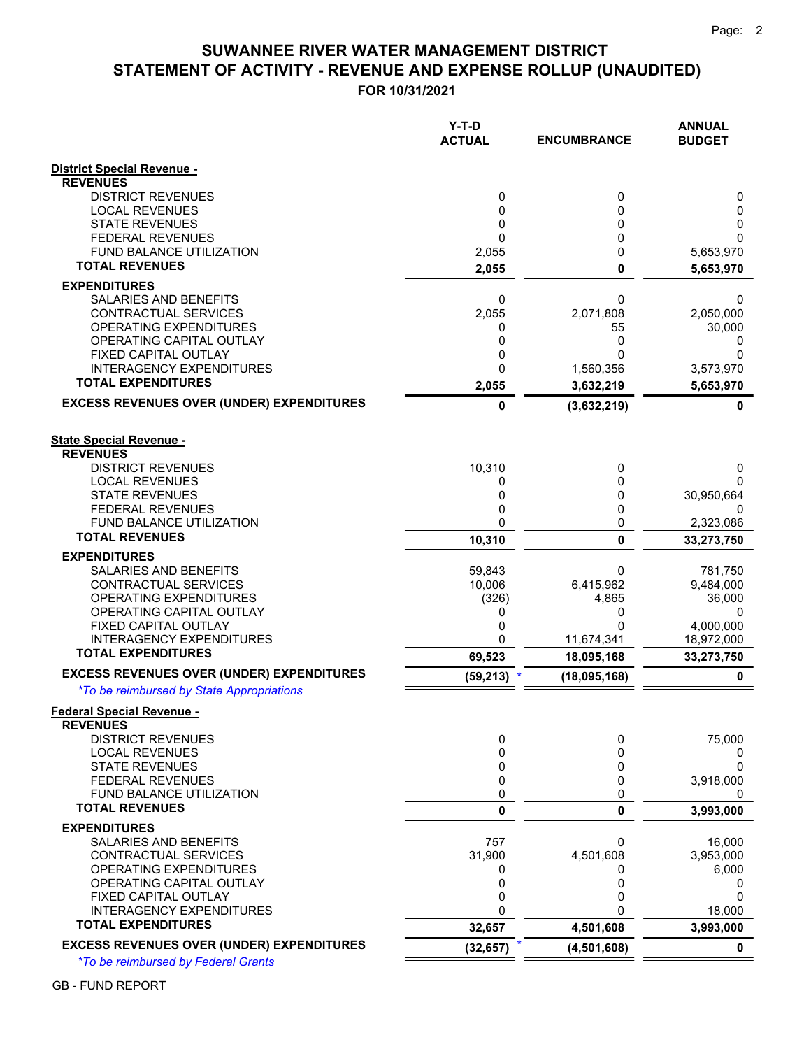# SUWANNEE RIVER WATER MANAGEMENT DISTRICT
## STATEMENT OF ACTIVITY - REVENUE AND EXPENSE ROLLUP (UNAUDITED)
### FOR 10/31/2021

| | Y-T-D ACTUAL | ENCUMBRANCE | ANNUAL BUDGET |
|---|---|---|---|
| **District Special Revenue -** | | | |
| **REVENUES** | | | |
| DISTRICT REVENUES | 0 | 0 | 0 |
| LOCAL REVENUES | 0 | 0 | 0 |
| STATE REVENUES | 0 | 0 | 0 |
| FEDERAL REVENUES | 0 | 0 | 0 |
| FUND BALANCE UTILIZATION | 2,055 | 0 | 5,653,970 |
| **TOTAL REVENUES** | **2,055** | **0** | **5,653,970** |
| **EXPENDITURES** | | | |
| SALARIES AND BENEFITS | 0 | 0 | 0 |
| CONTRACTUAL SERVICES | 2,055 | 2,071,808 | 2,050,000 |
| OPERATING EXPENDITURES | 0 | 55 | 30,000 |
| OPERATING CAPITAL OUTLAY | 0 | 0 | 0 |
| FIXED CAPITAL OUTLAY | 0 | 0 | 0 |
| INTERAGENCY EXPENDITURES | 0 | 1,560,356 | 3,573,970 |
| **TOTAL EXPENDITURES** | **2,055** | **3,632,219** | **5,653,970** |
| **EXCESS REVENUES OVER (UNDER) EXPENDITURES** | **0** | **(3,632,219)** | **0** |
| **State Special Revenue -** | | | |
| **REVENUES** | | | |
| DISTRICT REVENUES | 10,310 | 0 | 0 |
| LOCAL REVENUES | 0 | 0 | 0 |
| STATE REVENUES | 0 | 0 | 30,950,664 |
| FEDERAL REVENUES | 0 | 0 | 0 |
| FUND BALANCE UTILIZATION | 0 | 0 | 2,323,086 |
| **TOTAL REVENUES** | **10,310** | **0** | **33,273,750** |
| **EXPENDITURES** | | | |
| SALARIES AND BENEFITS | 59,843 | 0 | 781,750 |
| CONTRACTUAL SERVICES | 10,006 | 6,415,962 | 9,484,000 |
| OPERATING EXPENDITURES | (326) | 4,865 | 36,000 |
| OPERATING CAPITAL OUTLAY | 0 | 0 | 0 |
| FIXED CAPITAL OUTLAY | 0 | 0 | 4,000,000 |
| INTERAGENCY EXPENDITURES | 0 | 11,674,341 | 18,972,000 |
| **TOTAL EXPENDITURES** | **69,523** | **18,095,168** | **33,273,750** |
| **EXCESS REVENUES OVER (UNDER) EXPENDITURES** | **(59,213)** * | **(18,095,168)** | **0** |
| *\*To be reimbursed by State Appropriations* | | | |
| **Federal Special Revenue -** | | | |
| **REVENUES** | | | |
| DISTRICT REVENUES | 0 | 0 | 75,000 |
| LOCAL REVENUES | 0 | 0 | 0 |
| STATE REVENUES | 0 | 0 | 0 |
| FEDERAL REVENUES | 0 | 0 | 3,918,000 |
| FUND BALANCE UTILIZATION | 0 | 0 | 0 |
| **TOTAL REVENUES** | **0** | **0** | **3,993,000** |
| **EXPENDITURES** | | | |
| SALARIES AND BENEFITS | 757 | 0 | 16,000 |
| CONTRACTUAL SERVICES | 31,900 | 4,501,608 | 3,953,000 |
| OPERATING EXPENDITURES | 0 | 0 | 6,000 |
| OPERATING CAPITAL OUTLAY | 0 | 0 | 0 |
| FIXED CAPITAL OUTLAY | 0 | 0 | 0 |
| INTERAGENCY EXPENDITURES | 0 | 0 | 18,000 |
| **TOTAL EXPENDITURES** | **32,657** | **4,501,608** | **3,993,000** |
| **EXCESS REVENUES OVER (UNDER) EXPENDITURES** | **(32,657)** * | **(4,501,608)** | **0** |
| *\*To be reimbursed by Federal Grants* | | | |

GB - FUND REPORT